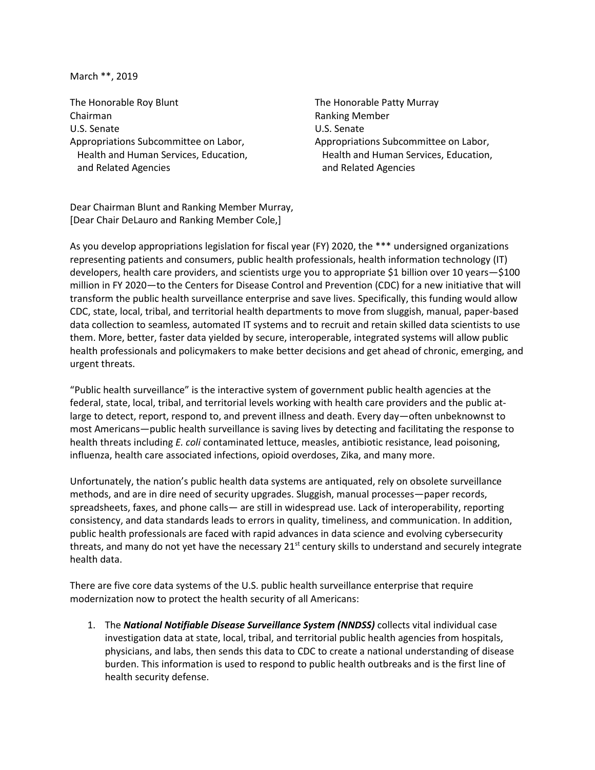March **, 2019

The Honorable Roy Blunt
Chairman
U.S. Senate
Appropriations Subcommittee on Labor, Health and Human Services, Education, and Related Agencies

The Honorable Patty Murray
Ranking Member
U.S. Senate
Appropriations Subcommittee on Labor, Health and Human Services, Education, and Related Agencies

Dear Chairman Blunt and Ranking Member Murray,
[Dear Chair DeLauro and Ranking Member Cole,]

As you develop appropriations legislation for fiscal year (FY) 2020, the *** undersigned organizations representing patients and consumers, public health professionals, health information technology (IT) developers, health care providers, and scientists urge you to appropriate $1 billion over 10 years—$100 million in FY 2020—to the Centers for Disease Control and Prevention (CDC) for a new initiative that will transform the public health surveillance enterprise and save lives. Specifically, this funding would allow CDC, state, local, tribal, and territorial health departments to move from sluggish, manual, paper-based data collection to seamless, automated IT systems and to recruit and retain skilled data scientists to use them. More, better, faster data yielded by secure, interoperable, integrated systems will allow public health professionals and policymakers to make better decisions and get ahead of chronic, emerging, and urgent threats.

"Public health surveillance" is the interactive system of government public health agencies at the federal, state, local, tribal, and territorial levels working with health care providers and the public at-large to detect, report, respond to, and prevent illness and death. Every day—often unbeknownst to most Americans—public health surveillance is saving lives by detecting and facilitating the response to health threats including *E. coli* contaminated lettuce, measles, antibiotic resistance, lead poisoning, influenza, health care associated infections, opioid overdoses, Zika, and many more.

Unfortunately, the nation's public health data systems are antiquated, rely on obsolete surveillance methods, and are in dire need of security upgrades. Sluggish, manual processes—paper records, spreadsheets, faxes, and phone calls— are still in widespread use. Lack of interoperability, reporting consistency, and data standards leads to errors in quality, timeliness, and communication. In addition, public health professionals are faced with rapid advances in data science and evolving cybersecurity threats, and many do not yet have the necessary 21st century skills to understand and securely integrate health data.

There are five core data systems of the U.S. public health surveillance enterprise that require modernization now to protect the health security of all Americans:

1. The ***National Notifiable Disease Surveillance System (NNDSS)*** collects vital individual case investigation data at state, local, tribal, and territorial public health agencies from hospitals, physicians, and labs, then sends this data to CDC to create a national understanding of disease burden. This information is used to respond to public health outbreaks and is the first line of health security defense.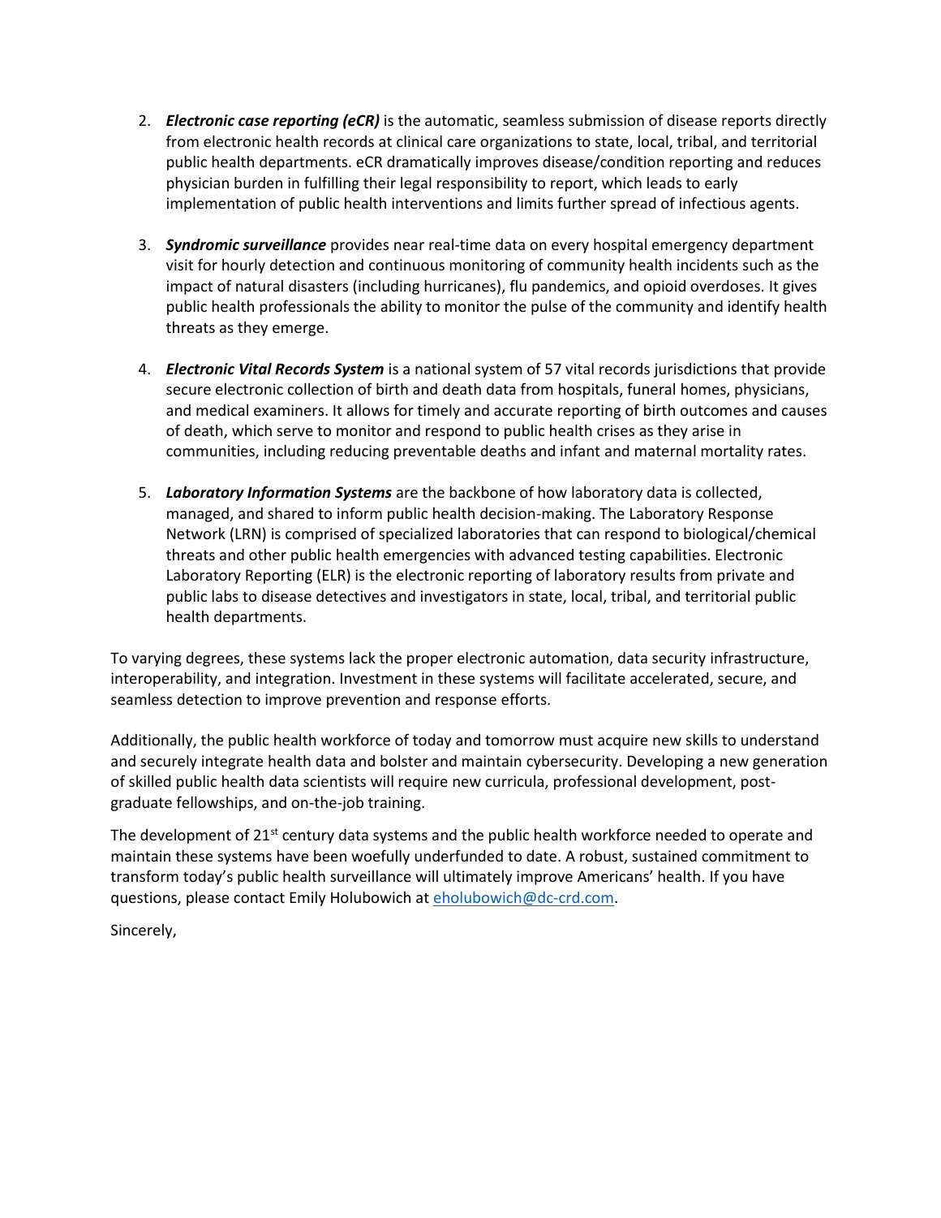2. ***Electronic case reporting (eCR)*** is the automatic, seamless submission of disease reports directly from electronic health records at clinical care organizations to state, local, tribal, and territorial public health departments. eCR dramatically improves disease/condition reporting and reduces physician burden in fulfilling their legal responsibility to report, which leads to early implementation of public health interventions and limits further spread of infectious agents.

3. ***Syndromic surveillance*** provides near real-time data on every hospital emergency department visit for hourly detection and continuous monitoring of community health incidents such as the impact of natural disasters (including hurricanes), flu pandemics, and opioid overdoses. It gives public health professionals the ability to monitor the pulse of the community and identify health threats as they emerge.

4. ***Electronic Vital Records System*** is a national system of 57 vital records jurisdictions that provide secure electronic collection of birth and death data from hospitals, funeral homes, physicians, and medical examiners. It allows for timely and accurate reporting of birth outcomes and causes of death, which serve to monitor and respond to public health crises as they arise in communities, including reducing preventable deaths and infant and maternal mortality rates.

5. ***Laboratory Information Systems*** are the backbone of how laboratory data is collected, managed, and shared to inform public health decision-making. The Laboratory Response Network (LRN) is comprised of specialized laboratories that can respond to biological/chemical threats and other public health emergencies with advanced testing capabilities. Electronic Laboratory Reporting (ELR) is the electronic reporting of laboratory results from private and public labs to disease detectives and investigators in state, local, tribal, and territorial public health departments.

To varying degrees, these systems lack the proper electronic automation, data security infrastructure, interoperability, and integration. Investment in these systems will facilitate accelerated, secure, and seamless detection to improve prevention and response efforts.

Additionally, the public health workforce of today and tomorrow must acquire new skills to understand and securely integrate health data and bolster and maintain cybersecurity. Developing a new generation of skilled public health data scientists will require new curricula, professional development, post-graduate fellowships, and on-the-job training.

The development of 21st century data systems and the public health workforce needed to operate and maintain these systems have been woefully underfunded to date. A robust, sustained commitment to transform today's public health surveillance will ultimately improve Americans' health. If you have questions, please contact Emily Holubowich at eholubowich@dc-crd.com.

Sincerely,